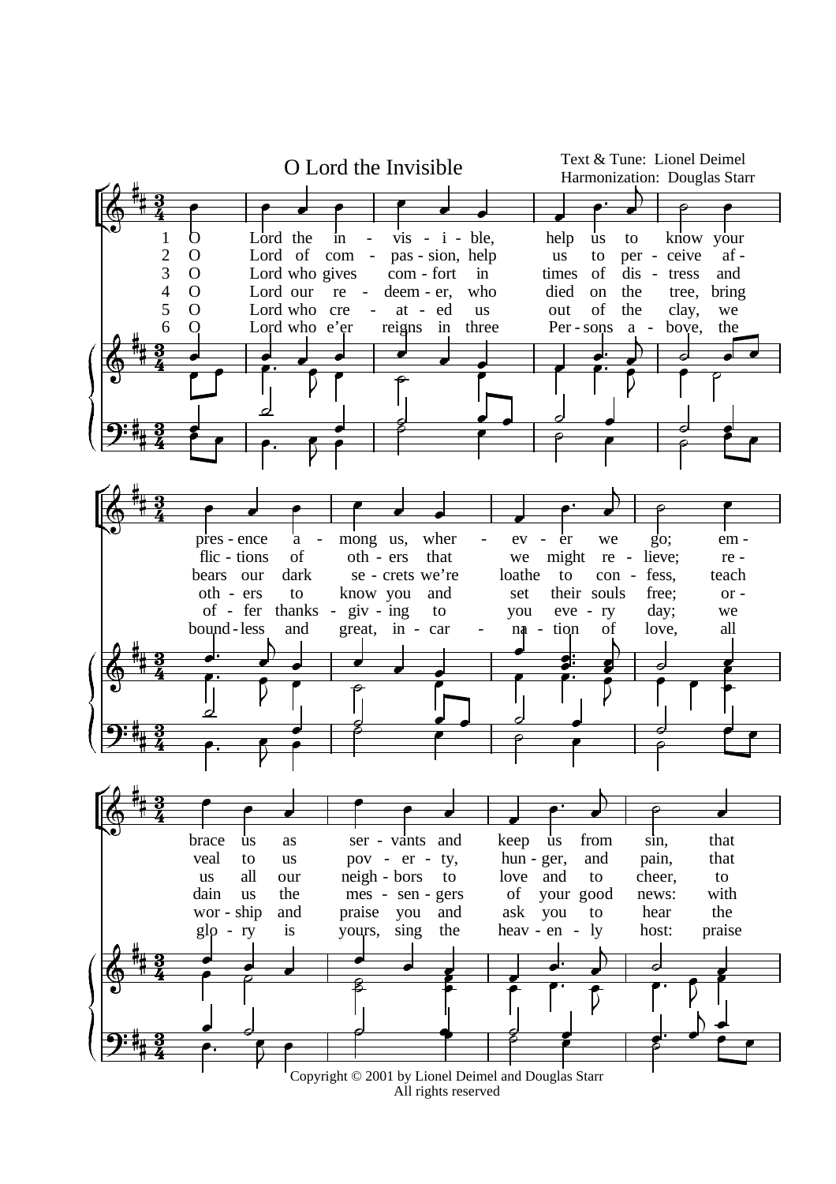# O Lord the Invisible

Text & Tune: Lionel Deimel
Harmonization: Douglas Starr

1 O Lord the in - vis - i - ble, help us to know your pres - ence a - mong us, wher - ev - er we go; em - brace us as ser - vants and keep us from sin, that

2 O Lord of com - pas - sion, help us to per - ceive af - flic - tions of oth - ers that we might re - lieve; re - veal to us pov - er - ty, hun - ger, and pain, that

3 O Lord who gives com - fort in times of dis - tress and bears our dark se - crets we're loathe to con - fess, teach us all our neigh - bors to love and to cheer, to

4 O Lord our re - deem - er, who died on the tree, bring oth - ers to know you and set their souls free; or - dain us the mes - sen - gers of your good news: with

5 O Lord who cre - at - ed us out of the clay, we of - fer thanks - giv - ing to you eve - ry day; we wor - ship and praise you and ask you to hear the

6 O Lord who e'er reigns in three Per - sons a - bove, the bound - less and great, in - car - na - tion of love, all glo - ry is yours, sing the heav - en - ly host: praise

Copyright © 2001 by Lionel Deimel and Douglas Starr
All rights reserved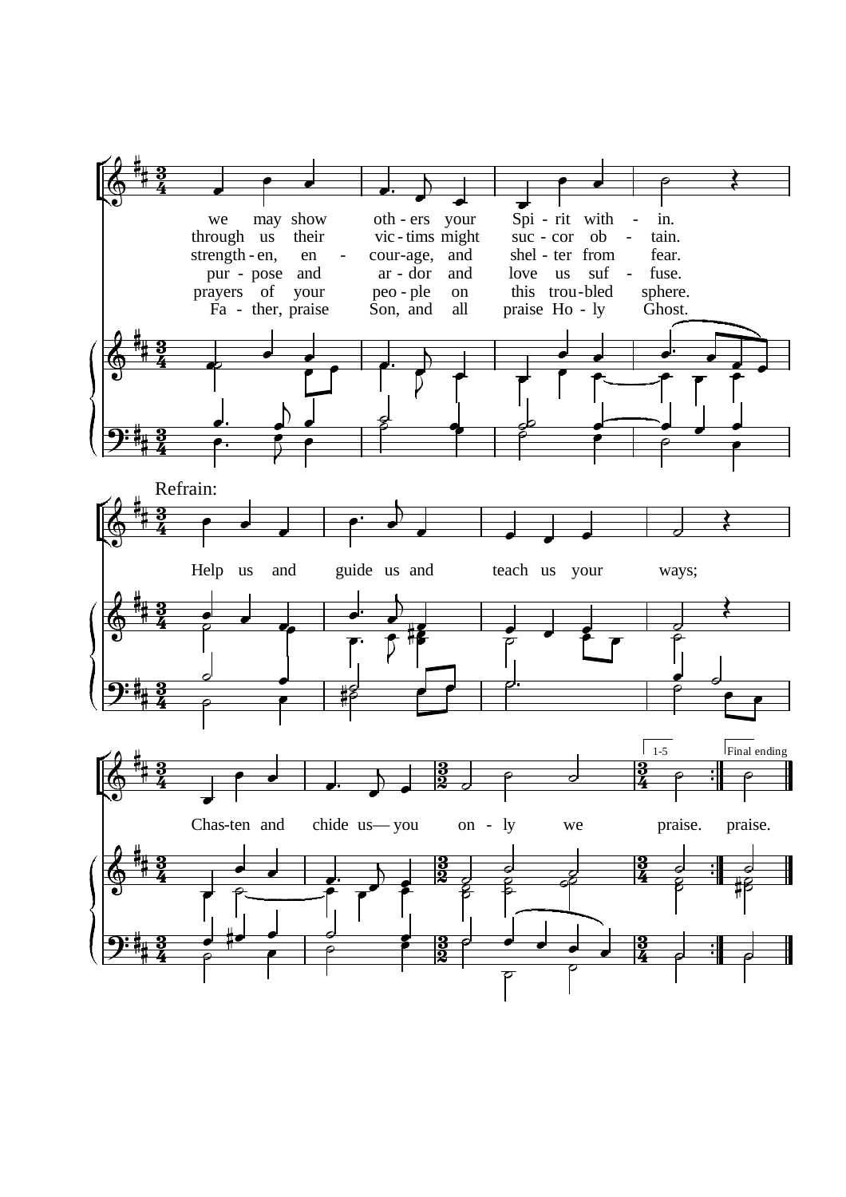we may show others your Spirit within.
through us their victims might succor obtain.
strength-en, encourage, and shelter from fear.
purpose and ardor and love us suffuse.
prayers of your people on this troubled sphere.
Father, praise Son, and all praise Holy Ghost.

Refrain:

Help us and guide us and teach us your ways;
Chasten and chide us—you only we praise. praise.

1-5

Final ending